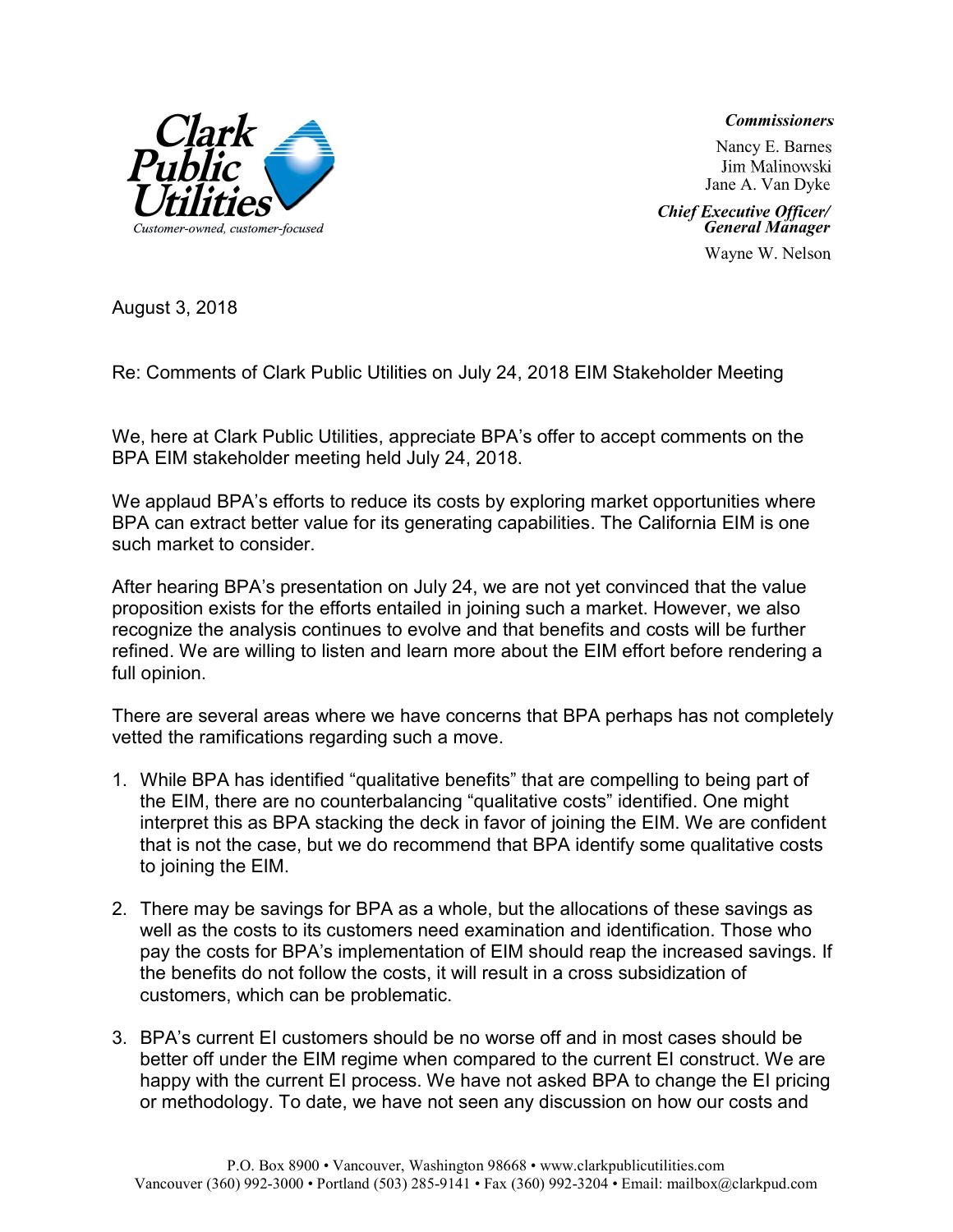Clark Public Utilities

*Customer-owned, customer-focused*

***Commissioners***

Nancy E. Barnes
Jim Malinowski
Jane A. Van Dyke

***Chief Executive Officer/ General Manager***

Wayne W. Nelson

August 3, 2018

Re: Comments of Clark Public Utilities on July 24, 2018 EIM Stakeholder Meeting

We, here at Clark Public Utilities, appreciate BPA's offer to accept comments on the BPA EIM stakeholder meeting held July 24, 2018.

We applaud BPA's efforts to reduce its costs by exploring market opportunities where BPA can extract better value for its generating capabilities. The California EIM is one such market to consider.

After hearing BPA's presentation on July 24, we are not yet convinced that the value proposition exists for the efforts entailed in joining such a market. However, we also recognize the analysis continues to evolve and that benefits and costs will be further refined. We are willing to listen and learn more about the EIM effort before rendering a full opinion.

There are several areas where we have concerns that BPA perhaps has not completely vetted the ramifications regarding such a move.

1. While BPA has identified "qualitative benefits" that are compelling to being part of the EIM, there are no counterbalancing "qualitative costs" identified. One might interpret this as BPA stacking the deck in favor of joining the EIM. We are confident that is not the case, but we do recommend that BPA identify some qualitative costs to joining the EIM.
2. There may be savings for BPA as a whole, but the allocations of these savings as well as the costs to its customers need examination and identification. Those who pay the costs for BPA's implementation of EIM should reap the increased savings. If the benefits do not follow the costs, it will result in a cross subsidization of customers, which can be problematic.
3. BPA's current EI customers should be no worse off and in most cases should be better off under the EIM regime when compared to the current EI construct. We are happy with the current EI process. We have not asked BPA to change the EI pricing or methodology. To date, we have not seen any discussion on how our costs and

P.O. Box 8900 • Vancouver, Washington 98668 • www.clarkpublicutilities.com
Vancouver (360) 992-3000 • Portland (503) 285-9141 • Fax (360) 992-3204 • Email: mailbox@clarkpud.com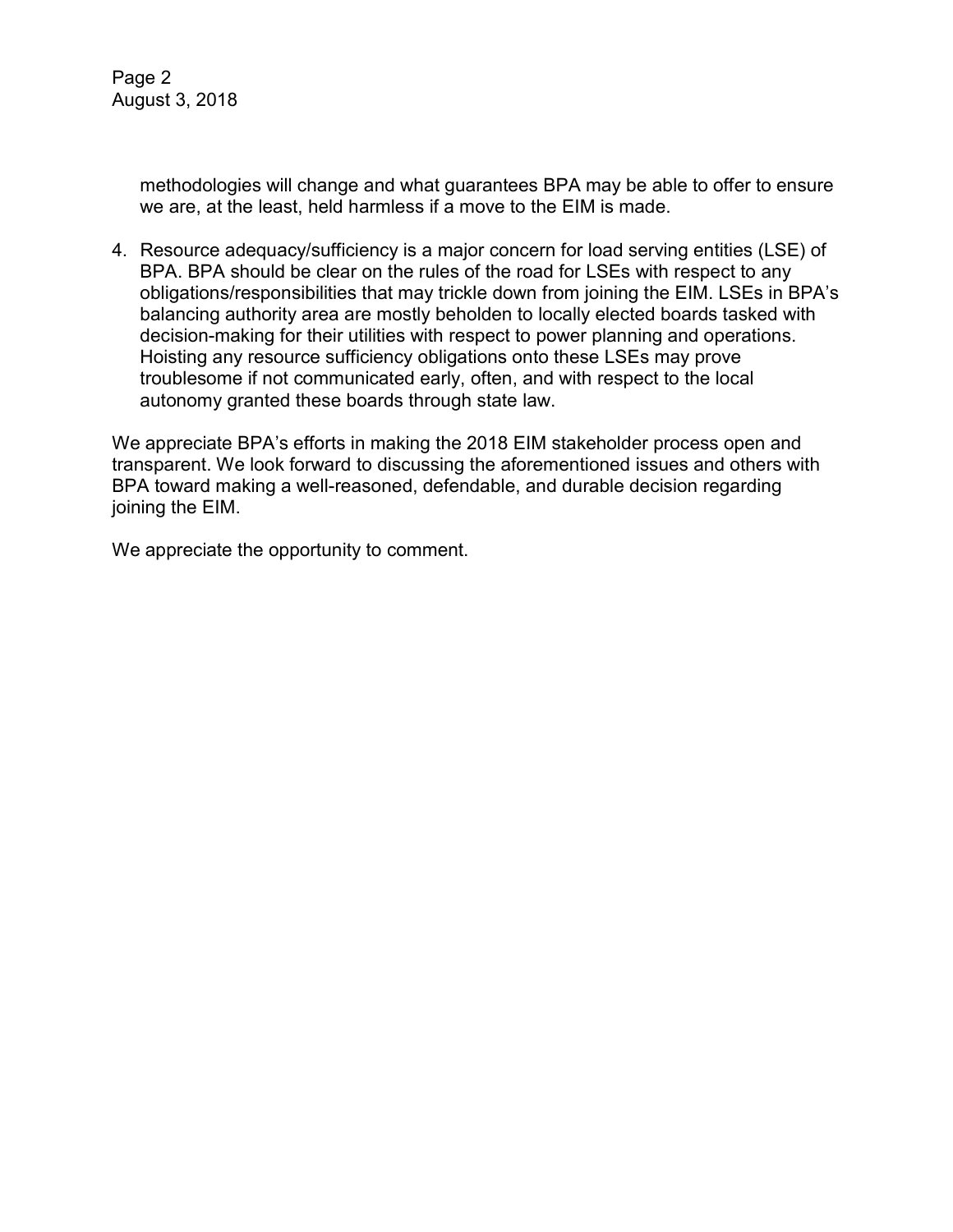methodologies will change and what guarantees BPA may be able to offer to ensure we are, at the least, held harmless if a move to the EIM is made.

4. Resource adequacy/sufficiency is a major concern for load serving entities (LSE) of BPA. BPA should be clear on the rules of the road for LSEs with respect to any obligations/responsibilities that may trickle down from joining the EIM. LSEs in BPA's balancing authority area are mostly beholden to locally elected boards tasked with decision-making for their utilities with respect to power planning and operations. Hoisting any resource sufficiency obligations onto these LSEs may prove troublesome if not communicated early, often, and with respect to the local autonomy granted these boards through state law.

We appreciate BPA's efforts in making the 2018 EIM stakeholder process open and transparent. We look forward to discussing the aforementioned issues and others with BPA toward making a well-reasoned, defendable, and durable decision regarding joining the EIM.

We appreciate the opportunity to comment.